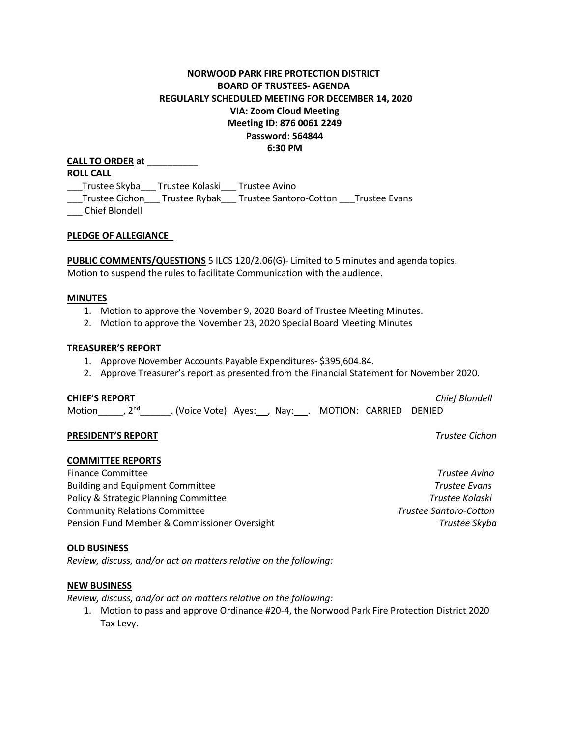**NORWOOD PARK FIRE PROTECTION DISTRICT**
**BOARD OF TRUSTEES- AGENDA**
**REGULARLY SCHEDULED MEETING FOR DECEMBER 14, 2020**
**VIA: Zoom Cloud Meeting**
**Meeting ID: 876 0061 2249**
**Password: 564844**
**6:30 PM**

**CALL TO ORDER at** __________

**ROLL CALL**

___Trustee Skyba___ Trustee Kolaski___ Trustee Avino
___Trustee Cichon___ Trustee Rybak___ Trustee Santoro-Cotton ___Trustee Evans
___ Chief Blondell

**PLEDGE OF ALLEGIANCE**

**PUBLIC COMMENTS/QUESTIONS** 5 ILCS 120/2.06(G)- Limited to 5 minutes and agenda topics.
Motion to suspend the rules to facilitate Communication with the audience.

**MINUTES**

1. Motion to approve the November 9, 2020 Board of Trustee Meeting Minutes.
2. Motion to approve the November 23, 2020 Special Board Meeting Minutes

**TREASURER'S REPORT**

1. Approve November Accounts Payable Expenditures- $395,604.84.
2. Approve Treasurer's report as presented from the Financial Statement for November 2020.

**CHIEF'S REPORT** *Chief Blondell*

Motion_____, 2nd______. (Voice Vote) Ayes:___, Nay:___. MOTION: CARRIED DENIED

**PRESIDENT'S REPORT** *Trustee Cichon*

**COMMITTEE REPORTS**

Finance Committee *Trustee Avino*
Building and Equipment Committee *Trustee Evans*
Policy & Strategic Planning Committee *Trustee Kolaski*
Community Relations Committee *Trustee Santoro-Cotton*
Pension Fund Member & Commissioner Oversight *Trustee Skyba*

**OLD BUSINESS**

*Review, discuss, and/or act on matters relative on the following:*

**NEW BUSINESS**

*Review, discuss, and/or act on matters relative on the following:*

1. Motion to pass and approve Ordinance #20-4, the Norwood Park Fire Protection District 2020 Tax Levy.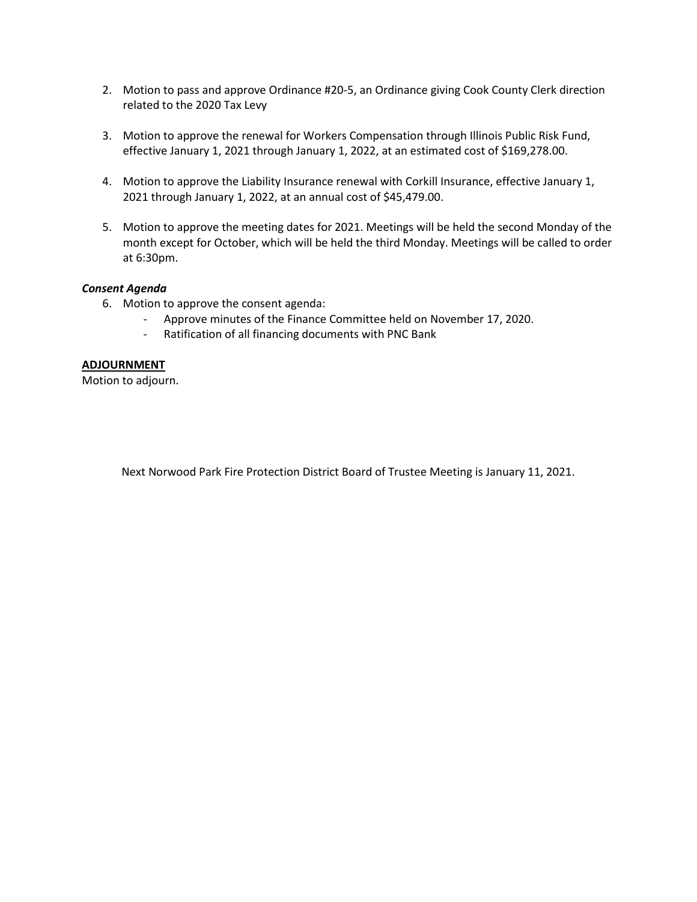2. Motion to pass and approve Ordinance #20-5, an Ordinance giving Cook County Clerk direction related to the 2020 Tax Levy

3. Motion to approve the renewal for Workers Compensation through Illinois Public Risk Fund, effective January 1, 2021 through January 1, 2022, at an estimated cost of $169,278.00.

4. Motion to approve the Liability Insurance renewal with Corkill Insurance, effective January 1, 2021 through January 1, 2022, at an annual cost of $45,479.00.

5. Motion to approve the meeting dates for 2021. Meetings will be held the second Monday of the month except for October, which will be held the third Monday. Meetings will be called to order at 6:30pm.

***Consent Agenda***

6. Motion to approve the consent agenda:
   - Approve minutes of the Finance Committee held on November 17, 2020.
   - Ratification of all financing documents with PNC Bank

**ADJOURNMENT**

Motion to adjourn.

Next Norwood Park Fire Protection District Board of Trustee Meeting is January 11, 2021.